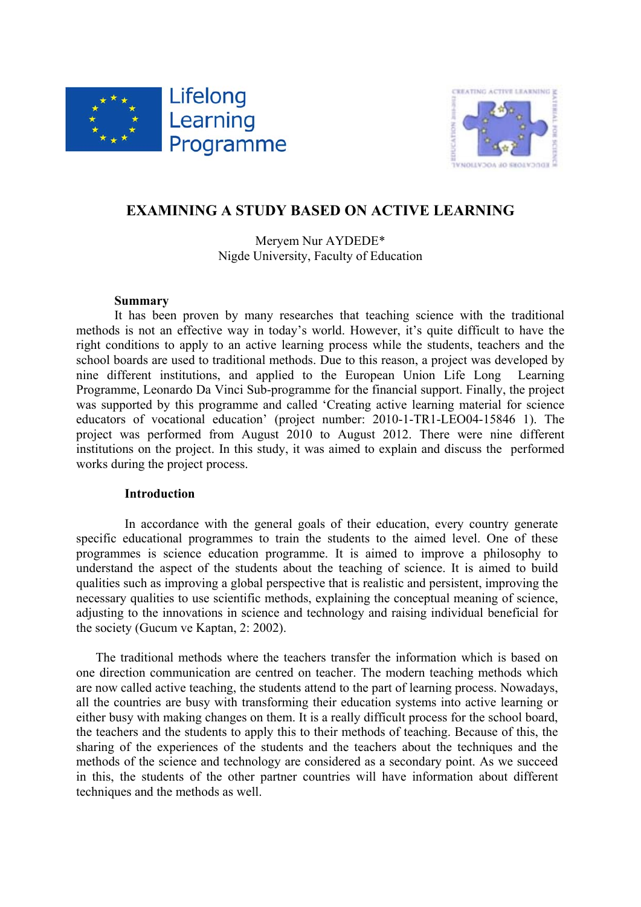# EXAMINING A STUDY BASED ON ACTIVE LEARNING

Meryem Nur AYDEDE*
Nigde University, Faculty of Education

**Summary**

It has been proven by many researches that teaching science with the traditional methods is not an effective way in today's world. However, it's quite difficult to have the right conditions to apply to an active learning process while the students, teachers and the school boards are used to traditional methods. Due to this reason, a project was developed by nine different institutions, and applied to the European Union Life Long Learning Programme, Leonardo Da Vinci Sub-programme for the financial support. Finally, the project was supported by this programme and called 'Creating active learning material for science educators of vocational education' (project number: 2010-1-TR1-LEO04-15846 1). The project was performed from August 2010 to August 2012. There were nine different institutions on the project. In this study, it was aimed to explain and discuss the performed works during the project process.

**Introduction**

In accordance with the general goals of their education, every country generate specific educational programmes to train the students to the aimed level. One of these programmes is science education programme. It is aimed to improve a philosophy to understand the aspect of the students about the teaching of science. It is aimed to build qualities such as improving a global perspective that is realistic and persistent, improving the necessary qualities to use scientific methods, explaining the conceptual meaning of science, adjusting to the innovations in science and technology and raising individual beneficial for the society (Gucum ve Kaptan, 2: 2002).

The traditional methods where the teachers transfer the information which is based on one direction communication are centred on teacher. The modern teaching methods which are now called active teaching, the students attend to the part of learning process. Nowadays, all the countries are busy with transforming their education systems into active learning or either busy with making changes on them. It is a really difficult process for the school board, the teachers and the students to apply this to their methods of teaching. Because of this, the sharing of the experiences of the students and the teachers about the techniques and the methods of the science and technology are considered as a secondary point. As we succeed in this, the students of the other partner countries will have information about different techniques and the methods as well.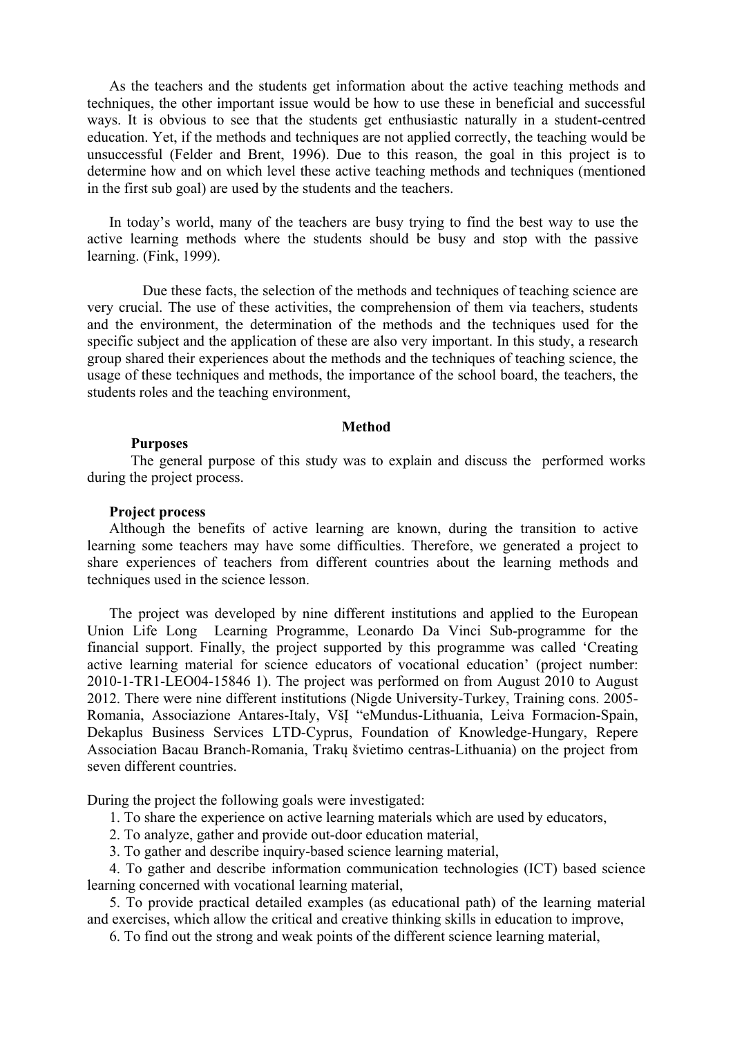As the teachers and the students get information about the active teaching methods and techniques, the other important issue would be how to use these in beneficial and successful ways. It is obvious to see that the students get enthusiastic naturally in a student-centred education. Yet, if the methods and techniques are not applied correctly, the teaching would be unsuccessful (Felder and Brent, 1996). Due to this reason, the goal in this project is to determine how and on which level these active teaching methods and techniques (mentioned in the first sub goal) are used by the students and the teachers.

In today's world, many of the teachers are busy trying to find the best way to use the active learning methods where the students should be busy and stop with the passive learning. (Fink, 1999).

Due these facts, the selection of the methods and techniques of teaching science are very crucial. The use of these activities, the comprehension of them via teachers, students and the environment, the determination of the methods and the techniques used for the specific subject and the application of these are also very important. In this study, a research group shared their experiences about the methods and the techniques of teaching science, the usage of these techniques and methods, the importance of the school board, the teachers, the students roles and the teaching environment,

## Method

### Purposes

The general purpose of this study was to explain and discuss the performed works during the project process.

### Project process

Although the benefits of active learning are known, during the transition to active learning some teachers may have some difficulties. Therefore, we generated a project to share experiences of teachers from different countries about the learning methods and techniques used in the science lesson.

The project was developed by nine different institutions and applied to the European Union Life Long Learning Programme, Leonardo Da Vinci Sub-programme for the financial support. Finally, the project supported by this programme was called 'Creating active learning material for science educators of vocational education' (project number: 2010-1-TR1-LEO04-15846 1). The project was performed on from August 2010 to August 2012. There were nine different institutions (Nigde University-Turkey, Training cons. 2005-Romania, Associazione Antares-Italy, VšĮ "eMundus-Lithuania, Leiva Formacion-Spain, Dekaplus Business Services LTD-Cyprus, Foundation of Knowledge-Hungary, Repere Association Bacau Branch-Romania, Trakų švietimo centras-Lithuania) on the project from seven different countries.

During the project the following goals were investigated:

1. To share the experience on active learning materials which are used by educators,
2. To analyze, gather and provide out-door education material,
3. To gather and describe inquiry-based science learning material,
4. To gather and describe information communication technologies (ICT) based science learning concerned with vocational learning material,
5. To provide practical detailed examples (as educational path) of the learning material and exercises, which allow the critical and creative thinking skills in education to improve,
6. To find out the strong and weak points of the different science learning material,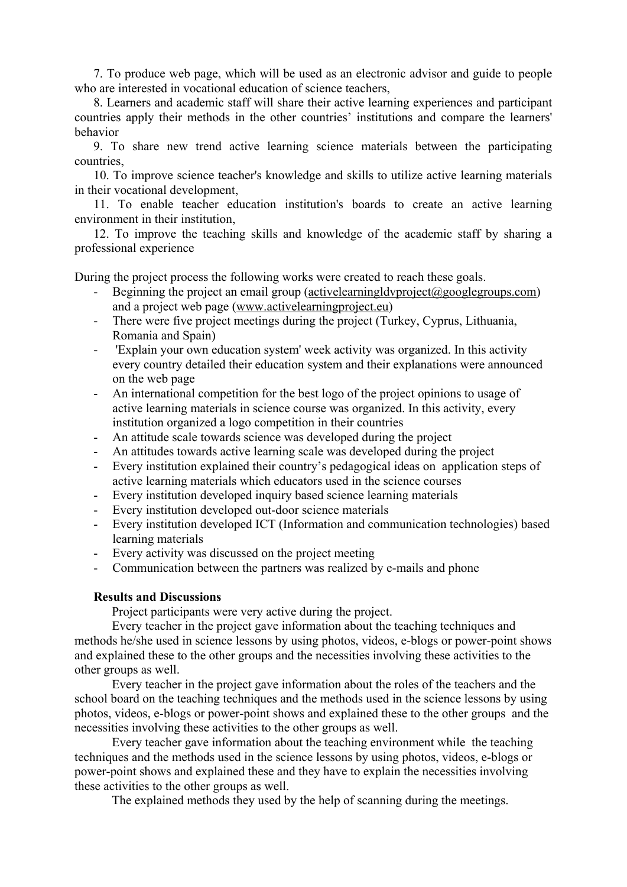7. To produce web page, which will be used as an electronic advisor and guide to people who are interested in vocational education of science teachers,

8. Learners and academic staff will share their active learning experiences and participant countries apply their methods in the other countries' institutions and compare the learners' behavior

9. To share new trend active learning science materials between the participating countries,

10. To improve science teacher's knowledge and skills to utilize active learning materials in their vocational development,

11. To enable teacher education institution's boards to create an active learning environment in their institution,

12. To improve the teaching skills and knowledge of the academic staff by sharing a professional experience

During the project process the following works were created to reach these goals.

- Beginning the project an email group (activelearningldvproject@googlegroups.com) and a project web page (www.activelearningproject.eu)
- There were five project meetings during the project (Turkey, Cyprus, Lithuania, Romania and Spain)
- 'Explain your own education system' week activity was organized. In this activity every country detailed their education system and their explanations were announced on the web page
- An international competition for the best logo of the project opinions to usage of active learning materials in science course was organized. In this activity, every institution organized a logo competition in their countries
- An attitude scale towards science was developed during the project
- An attitudes towards active learning scale was developed during the project
- Every institution explained their country's pedagogical ideas on application steps of active learning materials which educators used in the science courses
- Every institution developed inquiry based science learning materials
- Every institution developed out-door science materials
- Every institution developed ICT (Information and communication technologies) based learning materials
- Every activity was discussed on the project meeting
- Communication between the partners was realized by e-mails and phone

**Results and Discussions**

Project participants were very active during the project.

Every teacher in the project gave information about the teaching techniques and methods he/she used in science lessons by using photos, videos, e-blogs or power-point shows and explained these to the other groups and the necessities involving these activities to the other groups as well.

Every teacher in the project gave information about the roles of the teachers and the school board on the teaching techniques and the methods used in the science lessons by using photos, videos, e-blogs or power-point shows and explained these to the other groups and the necessities involving these activities to the other groups as well.

Every teacher gave information about the teaching environment while the teaching techniques and the methods used in the science lessons by using photos, videos, e-blogs or power-point shows and explained these and they have to explain the necessities involving these activities to the other groups as well.

The explained methods they used by the help of scanning during the meetings.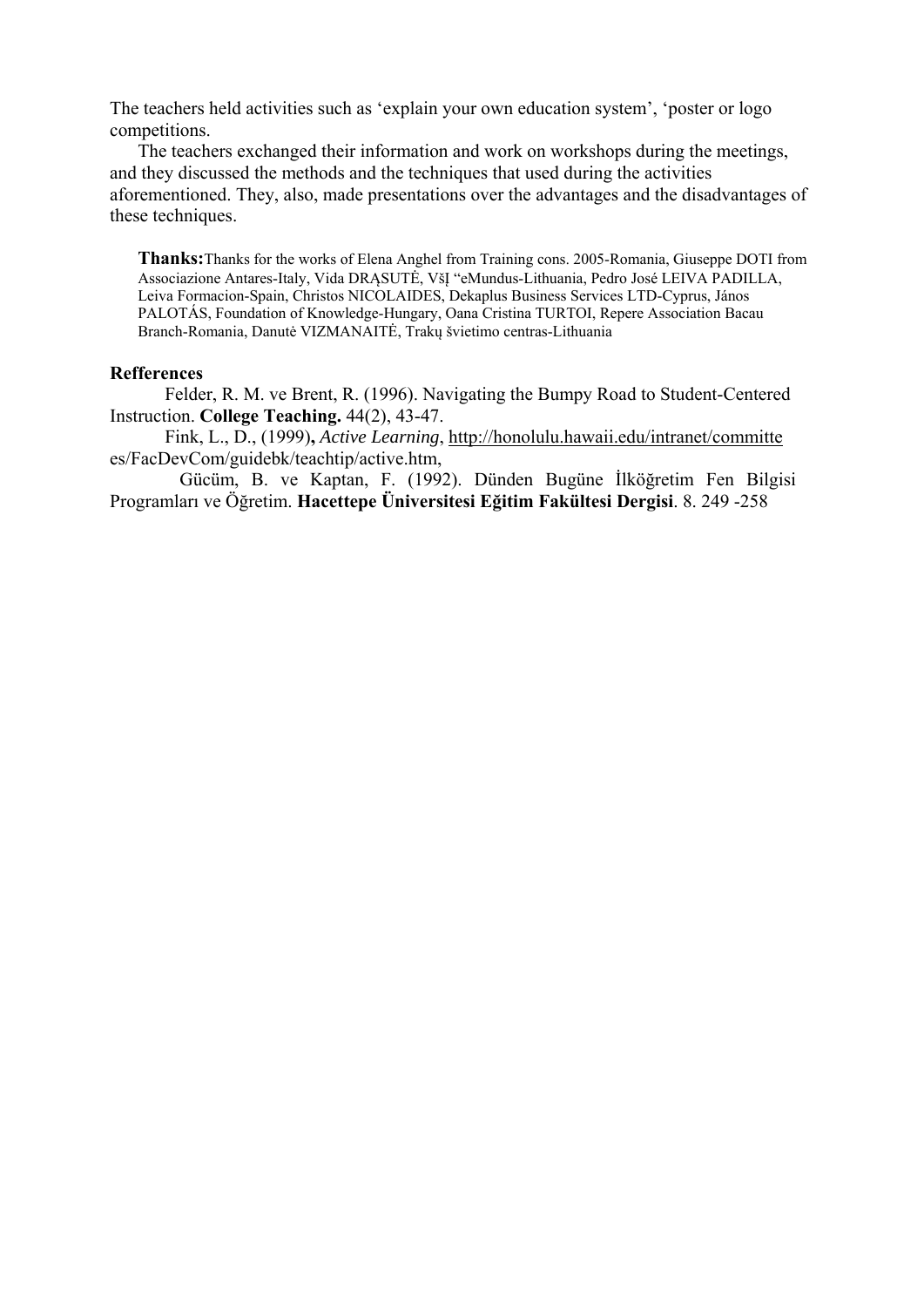The teachers held activities such as 'explain your own education system', 'poster or logo competitions.

The teachers exchanged their information and work on workshops during the meetings, and they discussed the methods and the techniques that used during the activities aforementioned. They, also, made presentations over the advantages and the disadvantages of these techniques.

**Thanks:**Thanks for the works of Elena Anghel from Training cons. 2005-Romania, Giuseppe DOTI from Associazione Antares-Italy, Vida DRĄSUTĖ, VšĮ "eMundus-Lithuania, Pedro José LEIVA PADILLA, Leiva Formacion-Spain, Christos NICOLAIDES, Dekaplus Business Services LTD-Cyprus, János PALOTÁS, Foundation of Knowledge-Hungary, Oana Cristina TURTOI, Repere Association Bacau Branch-Romania, Danutė VIZMANAITĖ, Trakų švietimo centras-Lithuania

**Refferences**

Felder, R. M. ve Brent, R. (1996). Navigating the Bumpy Road to Student-Centered Instruction. **College Teaching.** 44(2), 43-47.

Fink, L., D., (1999)**,** *Active Learning*, http://honolulu.hawaii.edu/intranet/committees/FacDevCom/guidebk/teachtip/active.htm,

Gücüm, B. ve Kaptan, F. (1992). Dünden Bugüne İlköğretim Fen Bilgisi Programları ve Öğretim. **Hacettepe Üniversitesi Eğitim Fakültesi Dergisi**. 8. 249 -258